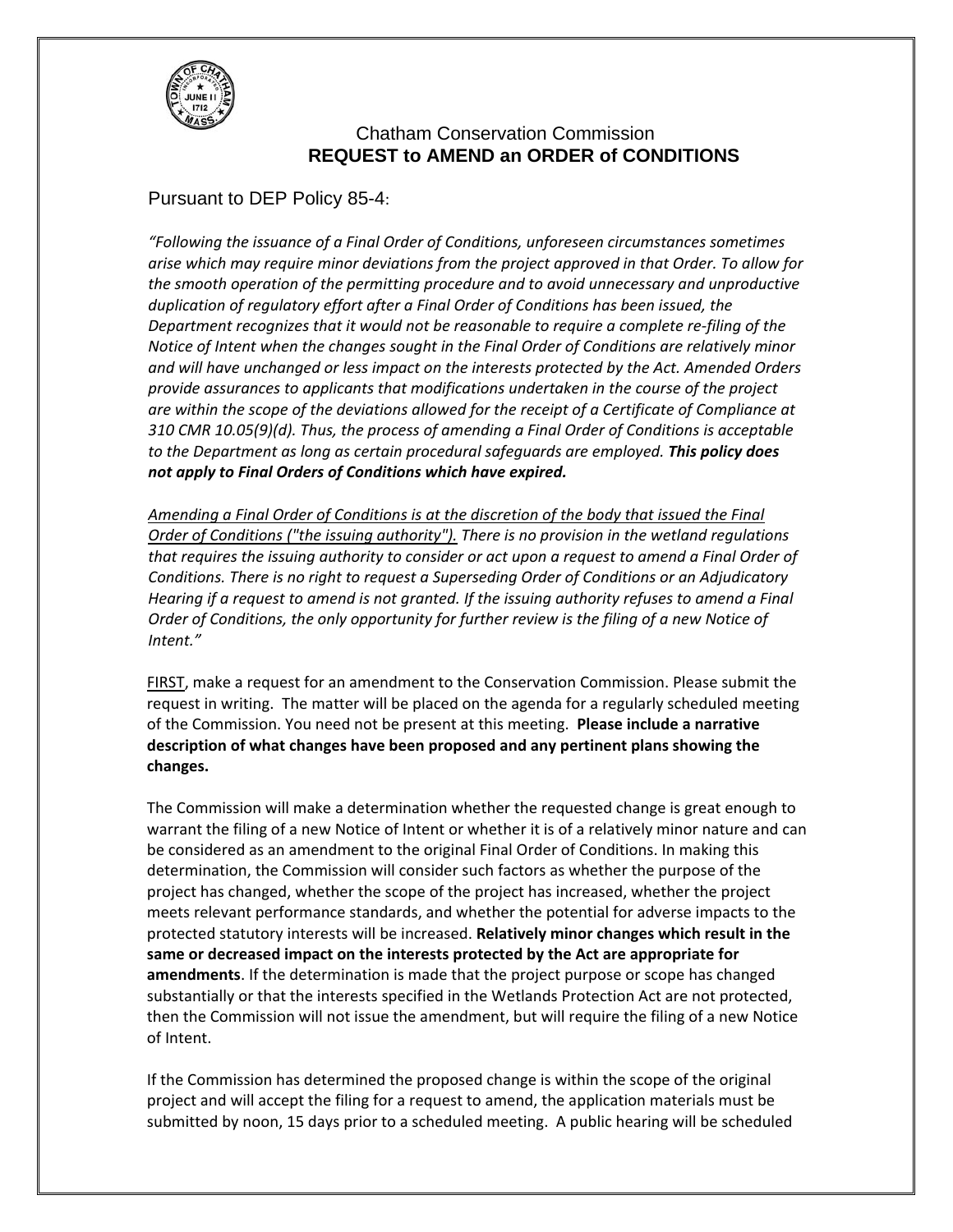# Chatham Conservation Commission

## REQUEST to AMEND an ORDER of CONDITIONS

Pursuant to DEP Policy 85-4:

*"Following the issuance of a Final Order of Conditions, unforeseen circumstances sometimes arise which may require minor deviations from the project approved in that Order. To allow for the smooth operation of the permitting procedure and to avoid unnecessary and unproductive duplication of regulatory effort after a Final Order of Conditions has been issued, the Department recognizes that it would not be reasonable to require a complete re-filing of the Notice of Intent when the changes sought in the Final Order of Conditions are relatively minor and will have unchanged or less impact on the interests protected by the Act. Amended Orders provide assurances to applicants that modifications undertaken in the course of the project are within the scope of the deviations allowed for the receipt of a Certificate of Compliance at 310 CMR 10.05(9)(d). Thus, the process of amending a Final Order of Conditions is acceptable to the Department as long as certain procedural safeguards are employed.* ***This policy does not apply to Final Orders of Conditions which have expired.***

*<u>Amending a Final Order of Conditions is at the discretion of the body that issued the Final Order of Conditions ("the issuing authority").</u> There is no provision in the wetland regulations that requires the issuing authority to consider or act upon a request to amend a Final Order of Conditions. There is no right to request a Superseding Order of Conditions or an Adjudicatory Hearing if a request to amend is not granted. If the issuing authority refuses to amend a Final Order of Conditions, the only opportunity for further review is the filing of a new Notice of Intent."*

<u>FIRST</u>, make a request for an amendment to the Conservation Commission. Please submit the request in writing. The matter will be placed on the agenda for a regularly scheduled meeting of the Commission. You need not be present at this meeting. **Please include a narrative description of what changes have been proposed and any pertinent plans showing the changes.**

The Commission will make a determination whether the requested change is great enough to warrant the filing of a new Notice of Intent or whether it is of a relatively minor nature and can be considered as an amendment to the original Final Order of Conditions. In making this determination, the Commission will consider such factors as whether the purpose of the project has changed, whether the scope of the project has increased, whether the project meets relevant performance standards, and whether the potential for adverse impacts to the protected statutory interests will be increased. **Relatively minor changes which result in the same or decreased impact on the interests protected by the Act are appropriate for amendments**. If the determination is made that the project purpose or scope has changed substantially or that the interests specified in the Wetlands Protection Act are not protected, then the Commission will not issue the amendment, but will require the filing of a new Notice of Intent.

If the Commission has determined the proposed change is within the scope of the original project and will accept the filing for a request to amend, the application materials must be submitted by noon, 15 days prior to a scheduled meeting. A public hearing will be scheduled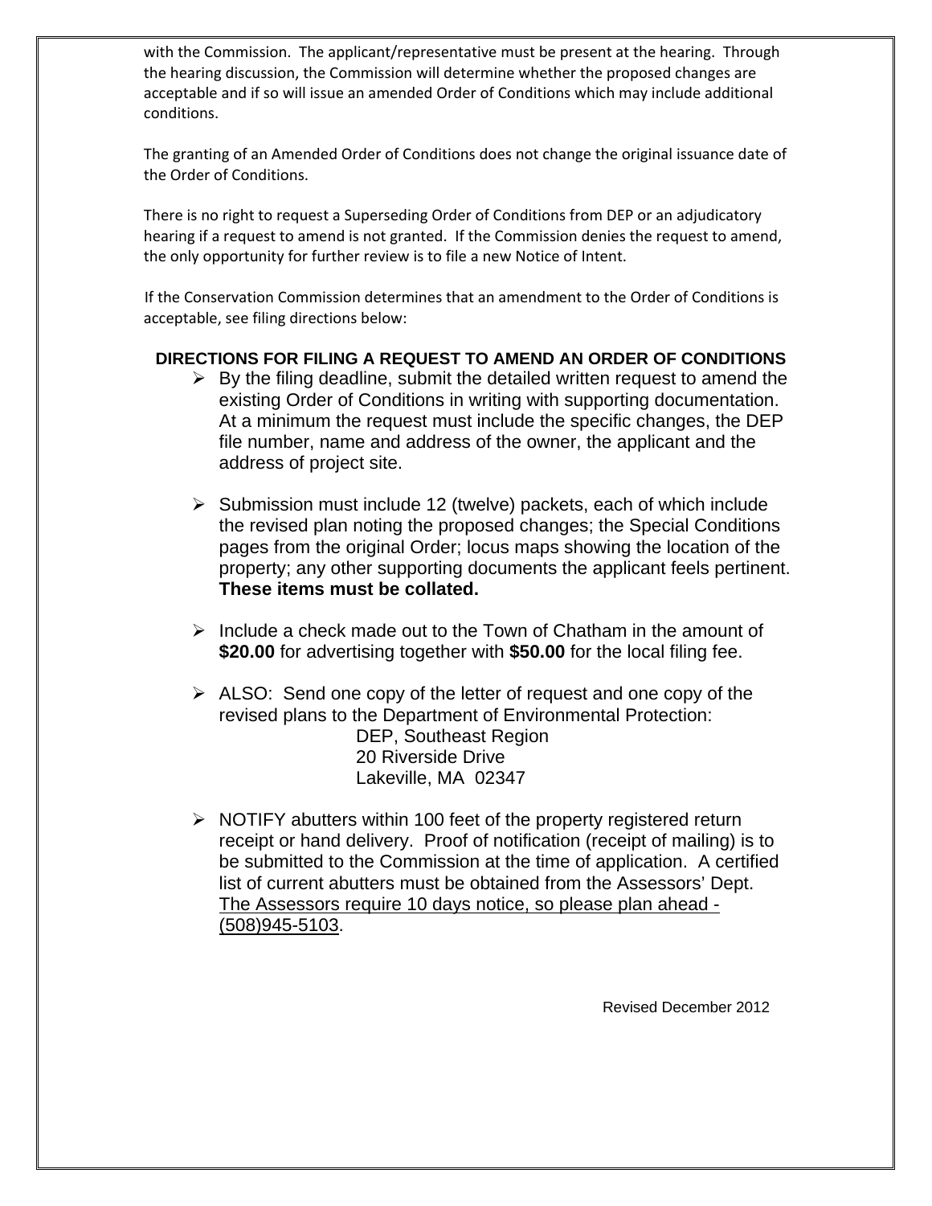with the Commission. The applicant/representative must be present at the hearing. Through the hearing discussion, the Commission will determine whether the proposed changes are acceptable and if so will issue an amended Order of Conditions which may include additional conditions.

The granting of an Amended Order of Conditions does not change the original issuance date of the Order of Conditions.

There is no right to request a Superseding Order of Conditions from DEP or an adjudicatory hearing if a request to amend is not granted. If the Commission denies the request to amend, the only opportunity for further review is to file a new Notice of Intent.

If the Conservation Commission determines that an amendment to the Order of Conditions is acceptable, see filing directions below:

**DIRECTIONS FOR FILING A REQUEST TO AMEND AN ORDER OF CONDITIONS**

- By the filing deadline, submit the detailed written request to amend the existing Order of Conditions in writing with supporting documentation. At a minimum the request must include the specific changes, the DEP file number, name and address of the owner, the applicant and the address of project site.

- Submission must include 12 (twelve) packets, each of which include the revised plan noting the proposed changes; the Special Conditions pages from the original Order; locus maps showing the location of the property; any other supporting documents the applicant feels pertinent. **These items must be collated.**

- Include a check made out to the Town of Chatham in the amount of **$20.00** for advertising together with **$50.00** for the local filing fee.

- ALSO: Send one copy of the letter of request and one copy of the revised plans to the Department of Environmental Protection:

  DEP, Southeast Region
  20 Riverside Drive
  Lakeville, MA 02347

- NOTIFY abutters within 100 feet of the property registered return receipt or hand delivery. Proof of notification (receipt of mailing) is to be submitted to the Commission at the time of application. A certified list of current abutters must be obtained from the Assessors' Dept. The Assessors require 10 days notice, so please plan ahead - (508)945-5103.

Revised December 2012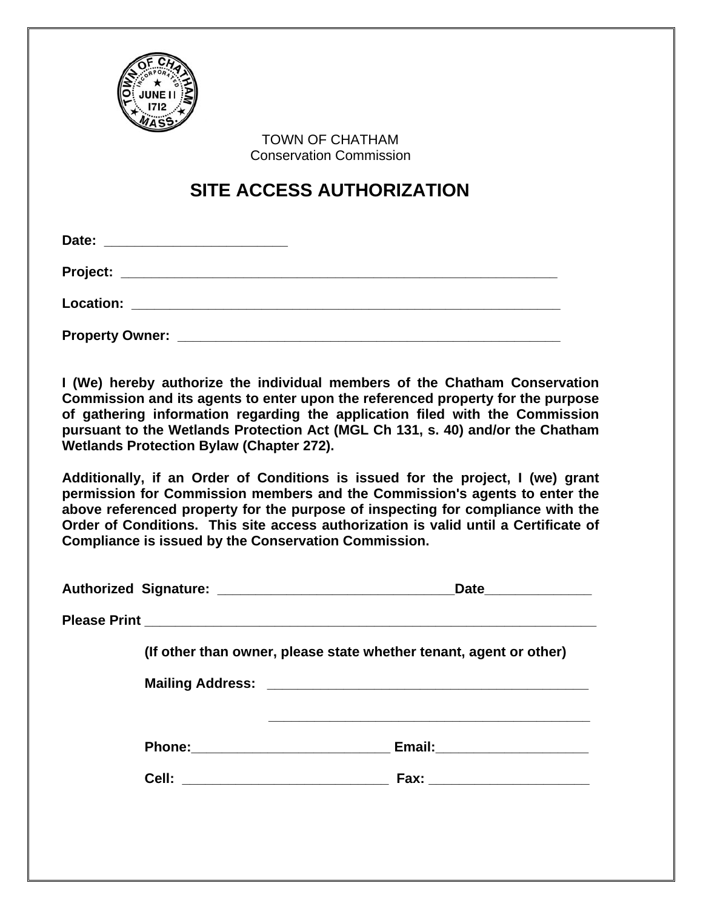TOWN OF CHATHAM
Conservation Commission

# SITE ACCESS AUTHORIZATION

**Date:** ________________________

**Project:** __________________________________________________________

**Location:** _________________________________________________________

**Property Owner:** ____________________________________________________

**I (We) hereby authorize the individual members of the Chatham Conservation Commission and its agents to enter upon the referenced property for the purpose of gathering information regarding the application filed with the Commission pursuant to the Wetlands Protection Act (MGL Ch 131, s. 40) and/or the Chatham Wetlands Protection Bylaw (Chapter 272).**

**Additionally, if an Order of Conditions is issued for the project, I (we) grant permission for Commission members and the Commission's agents to enter the above referenced property for the purpose of inspecting for compliance with the Order of Conditions. This site access authorization is valid until a Certificate of Compliance is issued by the Conservation Commission.**

**Authorized Signature:** _______________________________**Date**______________

**Please Print** ___________________________________________________________

**(If other than owner, please state whether tenant, agent or other)**

**Mailing Address:** ___________________________________________

___________________________________________

**Phone:**__________________________ **Email:**____________________

**Cell:** ___________________________ **Fax:** _____________________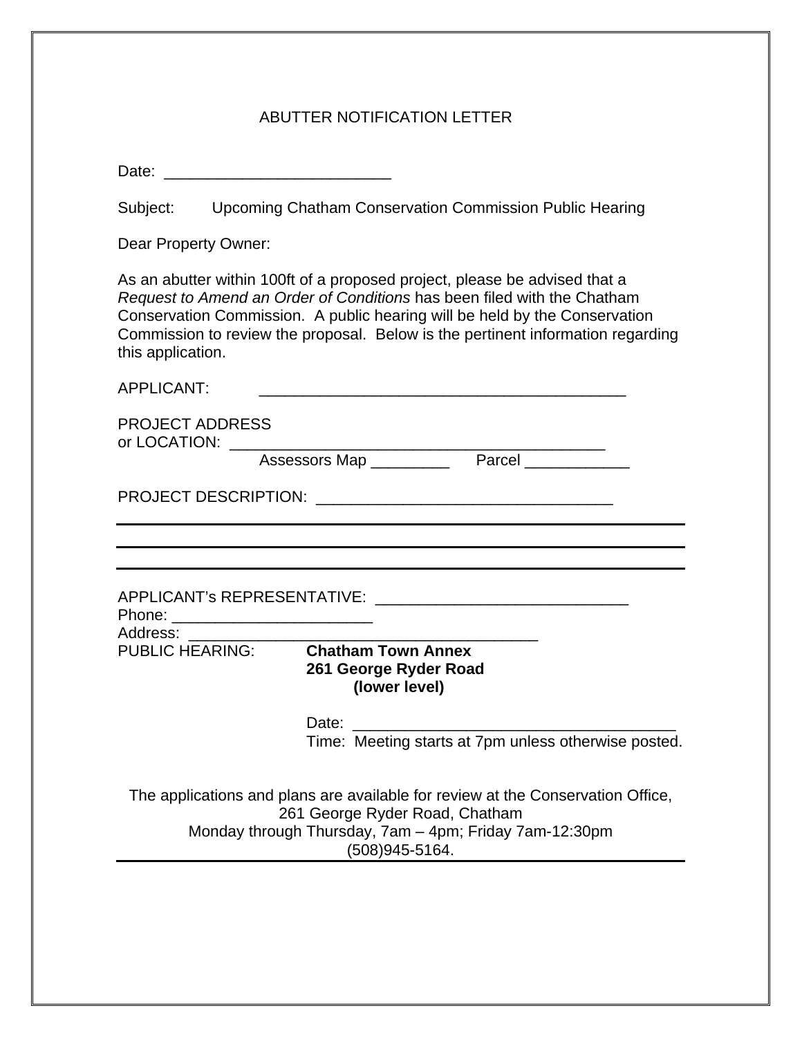# ABUTTER NOTIFICATION LETTER

Date: ___________________________

Subject: Upcoming Chatham Conservation Commission Public Hearing

Dear Property Owner:

As an abutter within 100ft of a proposed project, please be advised that a *Request to Amend an Order of Conditions* has been filed with the Chatham Conservation Commission. A public hearing will be held by the Conservation Commission to review the proposal. Below is the pertinent information regarding this application.

APPLICANT: ____________________________________________

PROJECT ADDRESS
or LOCATION: _____________________________________________

Assessors Map _________ Parcel ____________

PROJECT DESCRIPTION: ___________________________________

---

---

---

APPLICANT's REPRESENTATIVE: ______________________________
Phone: ________________________
Address: __________________________________________
PUBLIC HEARING: **Chatham Town Annex**
**261 George Ryder Road**
**(lower level)**

Date: ______________________________________
Time: Meeting starts at 7pm unless otherwise posted.

The applications and plans are available for review at the Conservation Office,
261 George Ryder Road, Chatham
Monday through Thursday, 7am – 4pm; Friday 7am-12:30pm
(508)945-5164.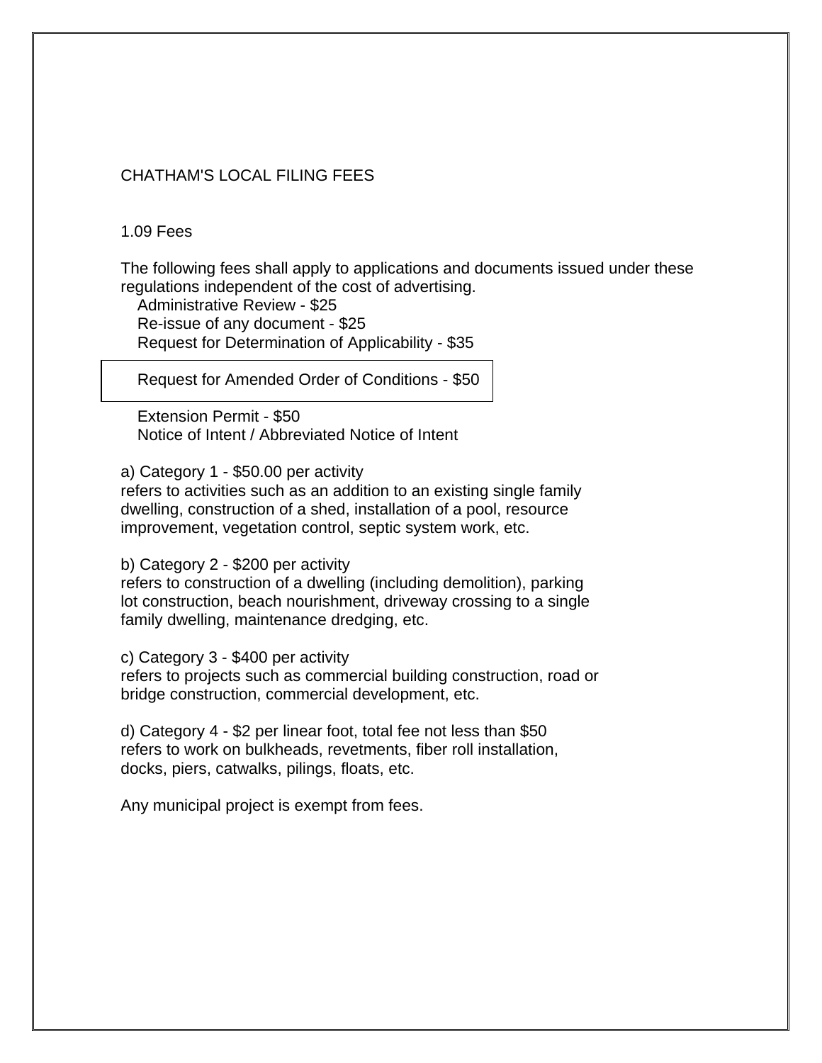# CHATHAM'S LOCAL FILING FEES

## 1.09 Fees

The following fees shall apply to applications and documents issued under these regulations independent of the cost of advertising.

- Administrative Review - $25
- Re-issue of any document - $25
- Request for Determination of Applicability - $35
- Request for Amended Order of Conditions - $50
- Extension Permit - $50
- Notice of Intent / Abbreviated Notice of Intent

a) Category 1 - $50.00 per activity
refers to activities such as an addition to an existing single family dwelling, construction of a shed, installation of a pool, resource improvement, vegetation control, septic system work, etc.

b) Category 2 - $200 per activity
refers to construction of a dwelling (including demolition), parking lot construction, beach nourishment, driveway crossing to a single family dwelling, maintenance dredging, etc.

c) Category 3 - $400 per activity
refers to projects such as commercial building construction, road or bridge construction, commercial development, etc.

d) Category 4 - $2 per linear foot, total fee not less than $50
refers to work on bulkheads, revetments, fiber roll installation, docks, piers, catwalks, pilings, floats, etc.

Any municipal project is exempt from fees.